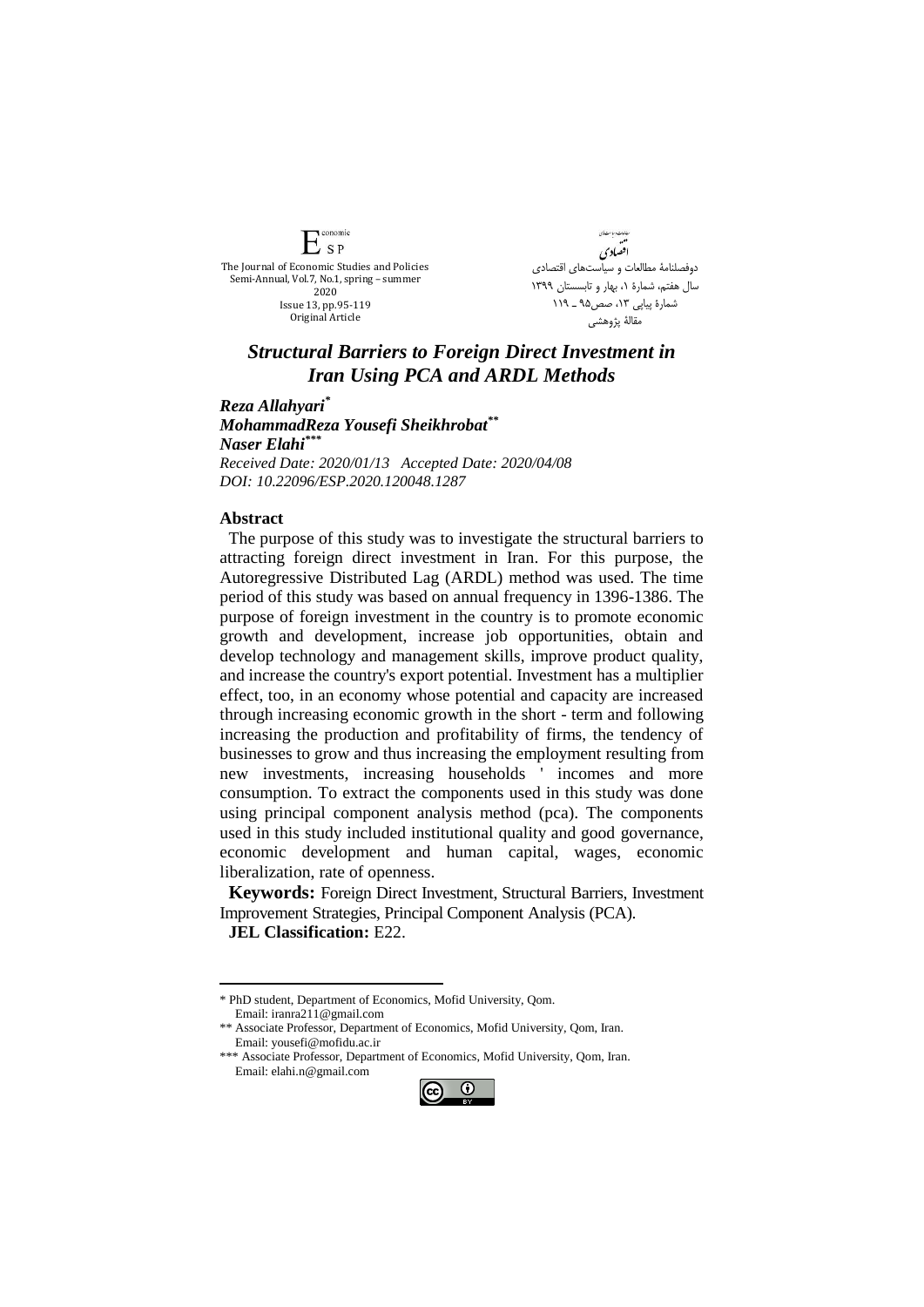The Journal of Economic Studies and Policies
Semi-Annual, Vol.7, No.1, spring – summer 2020
Issue 13, pp.95-119
Original Article

دوفصلنامۀ مطالعات و سیاست‌های اقتصادی
سال هفتم، شمارۀ ۱، بهار و تابستان ۱۳۹۹
شمارۀ پیاپی ۱۳، صص۹۵ ـ ۱۱۹
مقالۀ پژوهشی

# *Structural Barriers to Foreign Direct Investment in Iran Using PCA and ARDL Methods*

***Reza Allahyari*** [*]
***MohammadReza Yousefi Sheikhrobat*** [**]
***Naser Elahi*** [***]

*Received Date: 2020/01/13   Accepted Date: 2020/04/08*
*DOI: 10.22096/ESP.2020.120048.1287*

## Abstract

The purpose of this study was to investigate the structural barriers to attracting foreign direct investment in Iran. For this purpose, the Autoregressive Distributed Lag (ARDL) method was used. The time period of this study was based on annual frequency in 1396-1386. The purpose of foreign investment in the country is to promote economic growth and development, increase job opportunities, obtain and develop technology and management skills, improve product quality, and increase the country's export potential. Investment has a multiplier effect, too, in an economy whose potential and capacity are increased through increasing economic growth in the short - term and following increasing the production and profitability of firms, the tendency of businesses to grow and thus increasing the employment resulting from new investments, increasing households ' incomes and more consumption. To extract the components used in this study was done using principal component analysis method (pca). The components used in this study included institutional quality and good governance, economic development and human capital, wages, economic liberalization, rate of openness.

**Keywords:** Foreign Direct Investment, Structural Barriers, Investment Improvement Strategies, Principal Component Analysis (PCA).

**JEL Classification:** E22.

---

\* PhD student, Department of Economics, Mofid University, Qom.
Email: iranra211@gmail.com

\** Associate Professor, Department of Economics, Mofid University, Qom, Iran.
Email: yousefi@mofidu.ac.ir

\*** Associate Professor, Department of Economics, Mofid University, Qom, Iran.
Email: elahi.n@gmail.com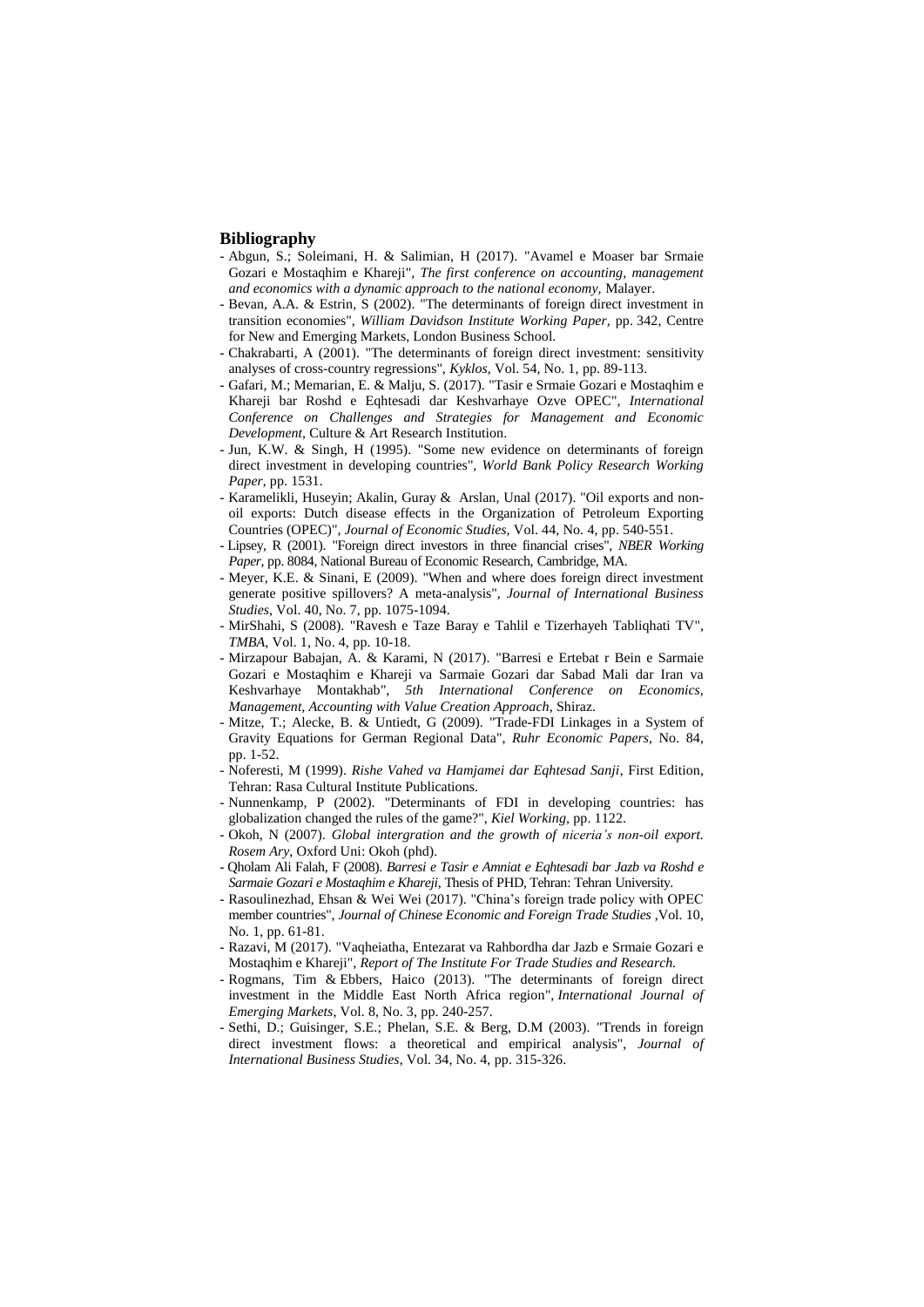## Bibliography

- Abgun, S.; Soleimani, H. & Salimian, H (2017). "Avamel e Moaser bar Srmaie Gozari e Mostaqhim e Khareji", *The first conference on accounting, management and economics with a dynamic approach to the national economy*, Malayer.
- Bevan, A.A. & Estrin, S (2002). "The determinants of foreign direct investment in transition economies", *William Davidson Institute Working Paper*, pp. 342, Centre for New and Emerging Markets, London Business School.
- Chakrabarti, A (2001). "The determinants of foreign direct investment: sensitivity analyses of cross-country regressions", *Kyklos*, Vol. 54, No. 1, pp. 89-113.
- Gafari, M.; Memarian, E. & Malju, S. (2017). "Tasir e Srmaie Gozari e Mostaqhim e Khareji bar Roshd e Eqhtesadi dar Keshvarhaye Ozve OPEC", *International Conference on Challenges and Strategies for Management and Economic Development*, Culture & Art Research Institution.
- Jun, K.W. & Singh, H (1995). "Some new evidence on determinants of foreign direct investment in developing countries", *World Bank Policy Research Working Paper*, pp. 1531.
- Karamelikli, Huseyin; Akalin, Guray & Arslan, Unal (2017). "Oil exports and non-oil exports: Dutch disease effects in the Organization of Petroleum Exporting Countries (OPEC)", *Journal of Economic Studies*, Vol. 44, No. 4, pp. 540-551.
- Lipsey, R (2001). "Foreign direct investors in three financial crises", *NBER Working Paper*, pp. 8084, National Bureau of Economic Research, Cambridge, MA.
- Meyer, K.E. & Sinani, E (2009). "When and where does foreign direct investment generate positive spillovers? A meta-analysis", *Journal of International Business Studies*, Vol. 40, No. 7, pp. 1075-1094.
- MirShahi, S (2008). "Ravesh e Taze Baray e Tahlil e Tizerhayeh Tabliqhati TV", *TMBA*, Vol. 1, No. 4, pp. 10-18.
- Mirzapour Babajan, A. & Karami, N (2017). "Barresi e Ertebat r Bein e Sarmaie Gozari e Mostaqhim e Khareji va Sarmaie Gozari dar Sabad Mali dar Iran va Keshvarhaye Montakhab", *5th International Conference on Economics, Management, Accounting with Value Creation Approach*, Shiraz.
- Mitze, T.; Alecke, B. & Untiedt, G (2009). "Trade-FDI Linkages in a System of Gravity Equations for German Regional Data", *Ruhr Economic Papers*, No. 84, pp. 1-52.
- Noferesti, M (1999). *Rishe Vahed va Hamjamei dar Eqhtesad Sanji*, First Edition, Tehran: Rasa Cultural Institute Publications.
- Nunnenkamp, P (2002). "Determinants of FDI in developing countries: has globalization changed the rules of the game?", *Kiel Working*, pp. 1122.
- Okoh, N (2007). *Global intergration and the growth of niceria's non-oil export. Rosem Ary*, Oxford Uni: Okoh (phd).
- Qholam Ali Falah, F (2008). *Barresi e Tasir e Amniat e Eqhtesadi bar Jazb va Roshd e Sarmaie Gozari e Mostaqhim e Khareji*, Thesis of PHD, Tehran: Tehran University.
- Rasoulinezhad, Ehsan & Wei Wei (2017). "China's foreign trade policy with OPEC member countries", *Journal of Chinese Economic and Foreign Trade Studies* ,Vol. 10, No. 1, pp. 61-81.
- Razavi, M (2017). "Vaqheiatha, Entezarat va Rahbordha dar Jazb e Srmaie Gozari e Mostaqhim e Khareji", *Report of The Institute For Trade Studies and Research.*
- Rogmans, Tim & Ebbers, Haico (2013). "The determinants of foreign direct investment in the Middle East North Africa region", *International Journal of Emerging Markets*, Vol. 8, No. 3, pp. 240-257.
- Sethi, D.; Guisinger, S.E.; Phelan, S.E. & Berg, D.M (2003). "Trends in foreign direct investment flows: a theoretical and empirical analysis", *Journal of International Business Studies*, Vol. 34, No. 4, pp. 315-326.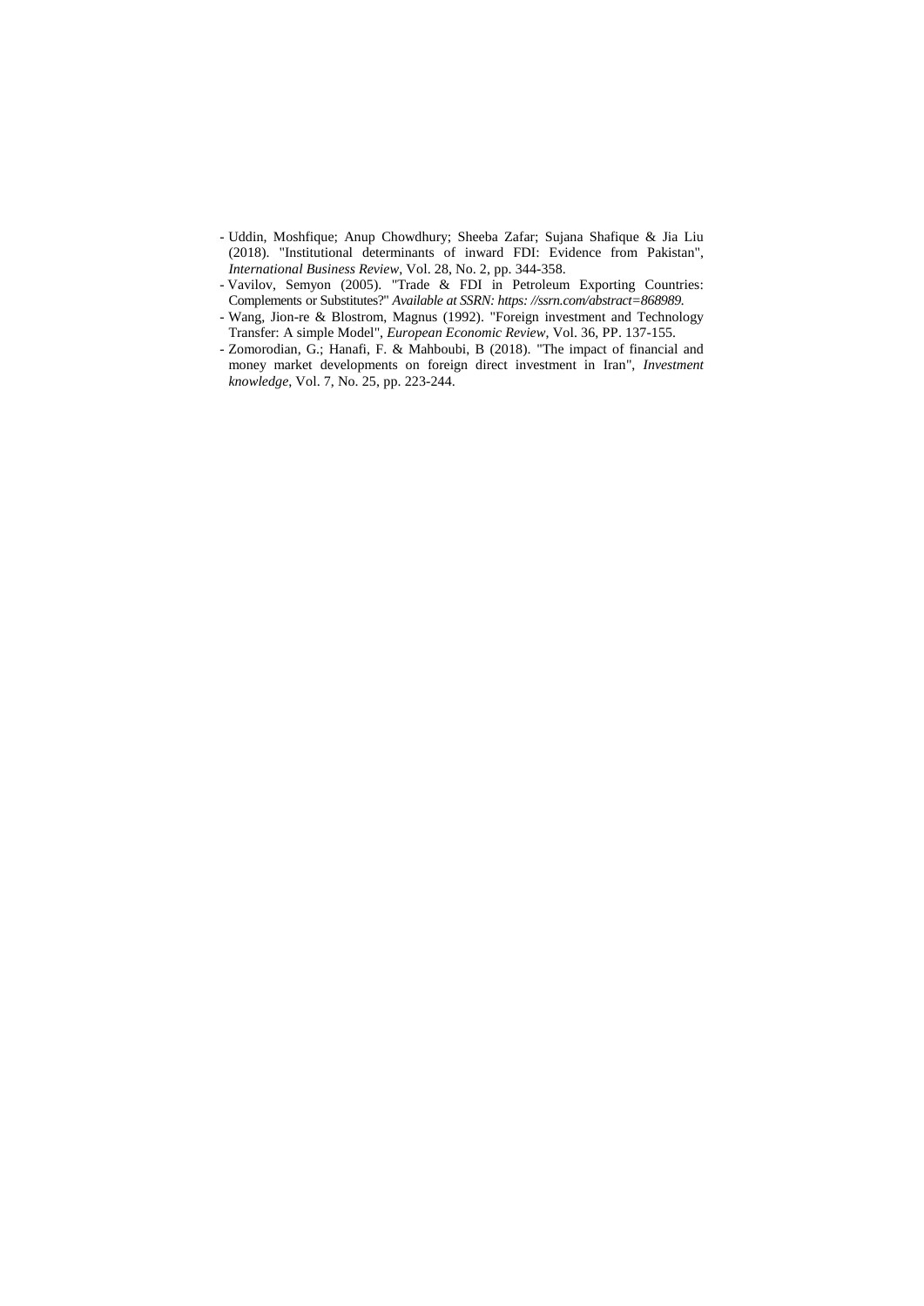- Uddin, Moshfique; Anup Chowdhury; Sheeba Zafar; Sujana Shafique & Jia Liu (2018). "Institutional determinants of inward FDI: Evidence from Pakistan", *International Business Review*, Vol. 28, No. 2, pp. 344-358.
- Vavilov, Semyon (2005). "Trade & FDI in Petroleum Exporting Countries: Complements or Substitutes?" *Available at SSRN: https: //ssrn.com/abstract=868989.*
- Wang, Jion-re & Blostrom, Magnus (1992). "Foreign investment and Technology Transfer: A simple Model", *European Economic Review*, Vol. 36, PP. 137-155.
- Zomorodian, G.; Hanafi, F. & Mahboubi, B (2018). "The impact of financial and money market developments on foreign direct investment in Iran", *Investment knowledge*, Vol. 7, No. 25, pp. 223-244.